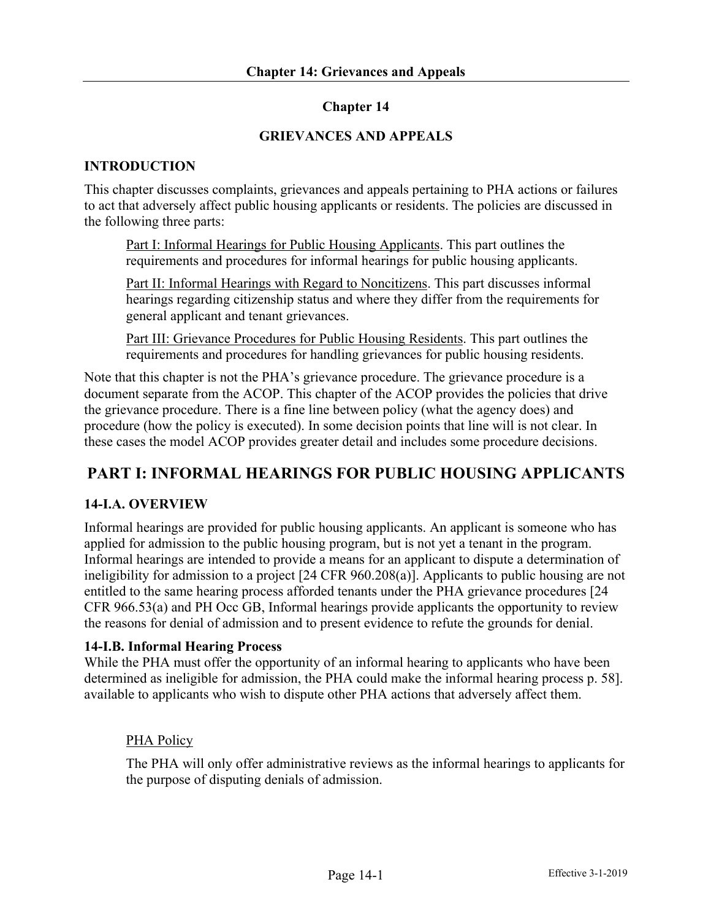# Chapter 14

## GRIEVANCES AND APPEALS

### INTRODUCTION

This chapter discusses complaints, grievances and appeals pertaining to PHA actions or failures to act that adversely affect public housing applicants or residents. The policies are discussed in the following three parts:

> Part I: Informal Hearings for Public Housing Applicants. This part outlines the requirements and procedures for informal hearings for public housing applicants.
>
> Part II: Informal Hearings with Regard to Noncitizens. This part discusses informal hearings regarding citizenship status and where they differ from the requirements for general applicant and tenant grievances.
>
> Part III: Grievance Procedures for Public Housing Residents. This part outlines the requirements and procedures for handling grievances for public housing residents.

Note that this chapter is not the PHA's grievance procedure. The grievance procedure is a document separate from the ACOP. This chapter of the ACOP provides the policies that drive the grievance procedure. There is a fine line between policy (what the agency does) and procedure (how the policy is executed). In some decision points that line will is not clear. In these cases the model ACOP provides greater detail and includes some procedure decisions.

## PART I: INFORMAL HEARINGS FOR PUBLIC HOUSING APPLICANTS

### 14-I.A. OVERVIEW

Informal hearings are provided for public housing applicants. An applicant is someone who has applied for admission to the public housing program, but is not yet a tenant in the program. Informal hearings are intended to provide a means for an applicant to dispute a determination of ineligibility for admission to a project [24 CFR 960.208(a)]. Applicants to public housing are not entitled to the same hearing process afforded tenants under the PHA grievance procedures [24 CFR 966.53(a) and PH Occ GB, Informal hearings provide applicants the opportunity to review the reasons for denial of admission and to present evidence to refute the grounds for denial.

### 14-I.B. Informal Hearing Process

While the PHA must offer the opportunity of an informal hearing to applicants who have been determined as ineligible for admission, the PHA could make the informal hearing process p. 58]. available to applicants who wish to dispute other PHA actions that adversely affect them.

> PHA Policy
>
> The PHA will only offer administrative reviews as the informal hearings to applicants for the purpose of disputing denials of admission.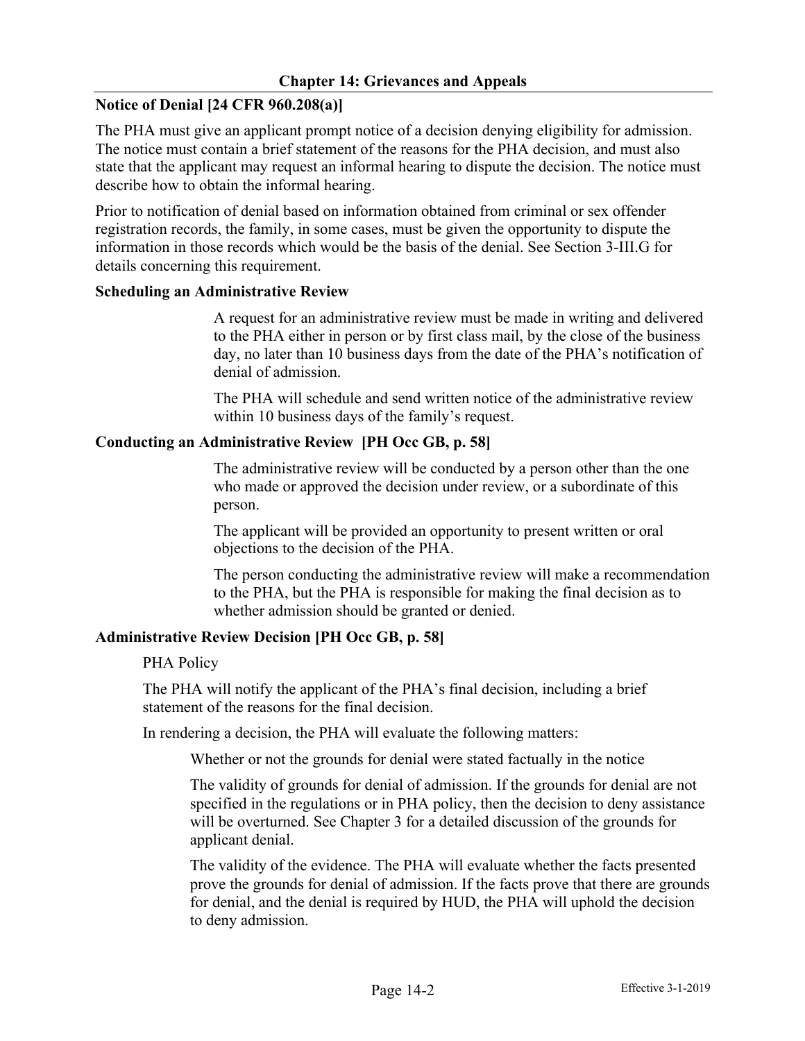## Notice of Denial [24 CFR 960.208(a)]

The PHA must give an applicant prompt notice of a decision denying eligibility for admission. The notice must contain a brief statement of the reasons for the PHA decision, and must also state that the applicant may request an informal hearing to dispute the decision. The notice must describe how to obtain the informal hearing.

Prior to notification of denial based on information obtained from criminal or sex offender registration records, the family, in some cases, must be given the opportunity to dispute the information in those records which would be the basis of the denial. See Section 3-III.G for details concerning this requirement.

### Scheduling an Administrative Review

A request for an administrative review must be made in writing and delivered to the PHA either in person or by first class mail, by the close of the business day, no later than 10 business days from the date of the PHA's notification of denial of admission.

The PHA will schedule and send written notice of the administrative review within 10 business days of the family's request.

### Conducting an Administrative Review [PH Occ GB, p. 58]

The administrative review will be conducted by a person other than the one who made or approved the decision under review, or a subordinate of this person.

The applicant will be provided an opportunity to present written or oral objections to the decision of the PHA.

The person conducting the administrative review will make a recommendation to the PHA, but the PHA is responsible for making the final decision as to whether admission should be granted or denied.

### Administrative Review Decision [PH Occ GB, p. 58]

PHA Policy

The PHA will notify the applicant of the PHA's final decision, including a brief statement of the reasons for the final decision.

In rendering a decision, the PHA will evaluate the following matters:

Whether or not the grounds for denial were stated factually in the notice

The validity of grounds for denial of admission. If the grounds for denial are not specified in the regulations or in PHA policy, then the decision to deny assistance will be overturned. See Chapter 3 for a detailed discussion of the grounds for applicant denial.

The validity of the evidence. The PHA will evaluate whether the facts presented prove the grounds for denial of admission. If the facts prove that there are grounds for denial, and the denial is required by HUD, the PHA will uphold the decision to deny admission.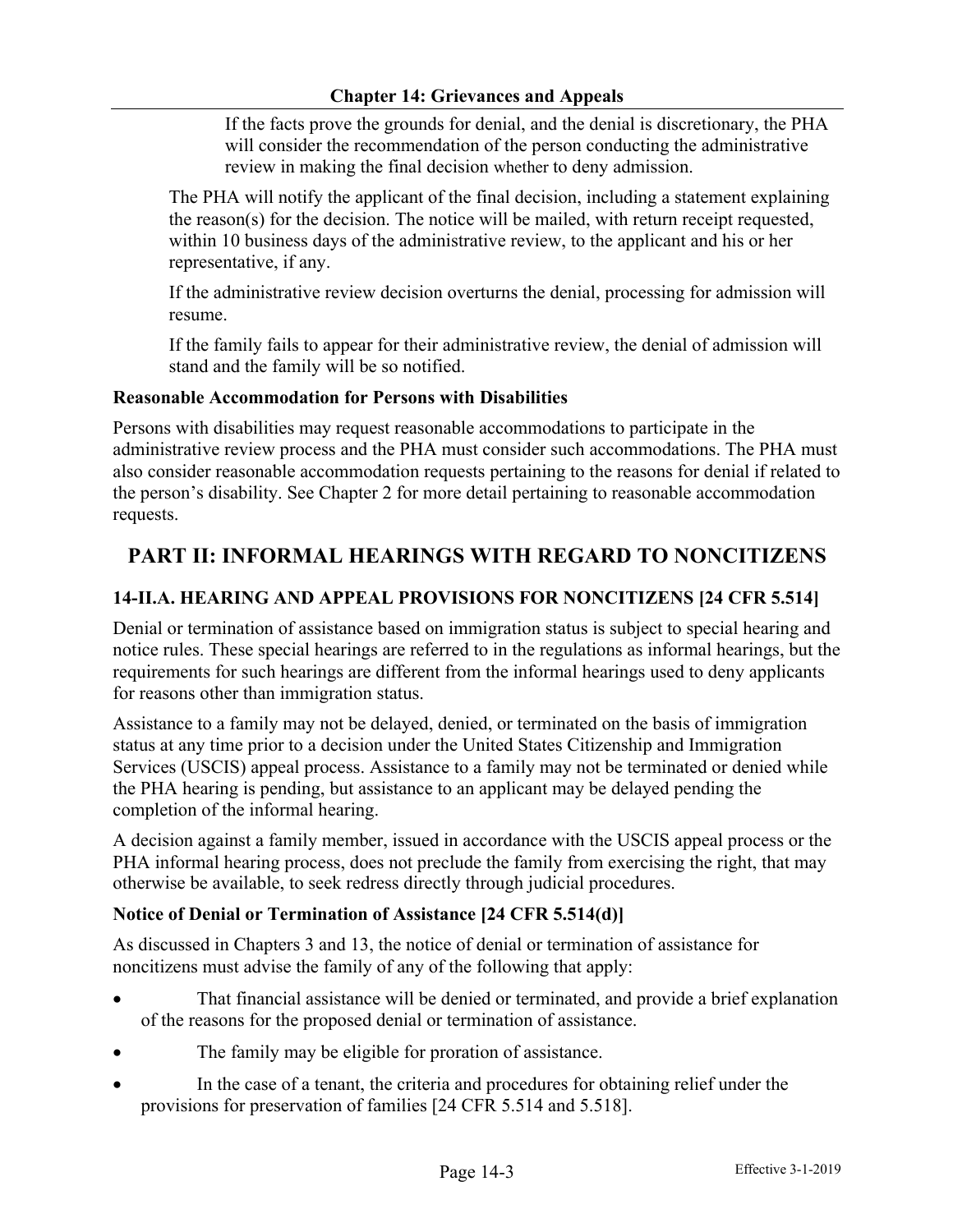If the facts prove the grounds for denial, and the denial is discretionary, the PHA will consider the recommendation of the person conducting the administrative review in making the final decision whether to deny admission.

The PHA will notify the applicant of the final decision, including a statement explaining the reason(s) for the decision. The notice will be mailed, with return receipt requested, within 10 business days of the administrative review, to the applicant and his or her representative, if any.

If the administrative review decision overturns the denial, processing for admission will resume.

If the family fails to appear for their administrative review, the denial of admission will stand and the family will be so notified.

### Reasonable Accommodation for Persons with Disabilities

Persons with disabilities may request reasonable accommodations to participate in the administrative review process and the PHA must consider such accommodations. The PHA must also consider reasonable accommodation requests pertaining to the reasons for denial if related to the person's disability. See Chapter 2 for more detail pertaining to reasonable accommodation requests.

## PART II: INFORMAL HEARINGS WITH REGARD TO NONCITIZENS

### 14-II.A. HEARING AND APPEAL PROVISIONS FOR NONCITIZENS [24 CFR 5.514]

Denial or termination of assistance based on immigration status is subject to special hearing and notice rules. These special hearings are referred to in the regulations as informal hearings, but the requirements for such hearings are different from the informal hearings used to deny applicants for reasons other than immigration status.

Assistance to a family may not be delayed, denied, or terminated on the basis of immigration status at any time prior to a decision under the United States Citizenship and Immigration Services (USCIS) appeal process. Assistance to a family may not be terminated or denied while the PHA hearing is pending, but assistance to an applicant may be delayed pending the completion of the informal hearing.

A decision against a family member, issued in accordance with the USCIS appeal process or the PHA informal hearing process, does not preclude the family from exercising the right, that may otherwise be available, to seek redress directly through judicial procedures.

### Notice of Denial or Termination of Assistance [24 CFR 5.514(d)]

As discussed in Chapters 3 and 13, the notice of denial or termination of assistance for noncitizens must advise the family of any of the following that apply:

- That financial assistance will be denied or terminated, and provide a brief explanation of the reasons for the proposed denial or termination of assistance.
- The family may be eligible for proration of assistance.
- In the case of a tenant, the criteria and procedures for obtaining relief under the provisions for preservation of families [24 CFR 5.514 and 5.518].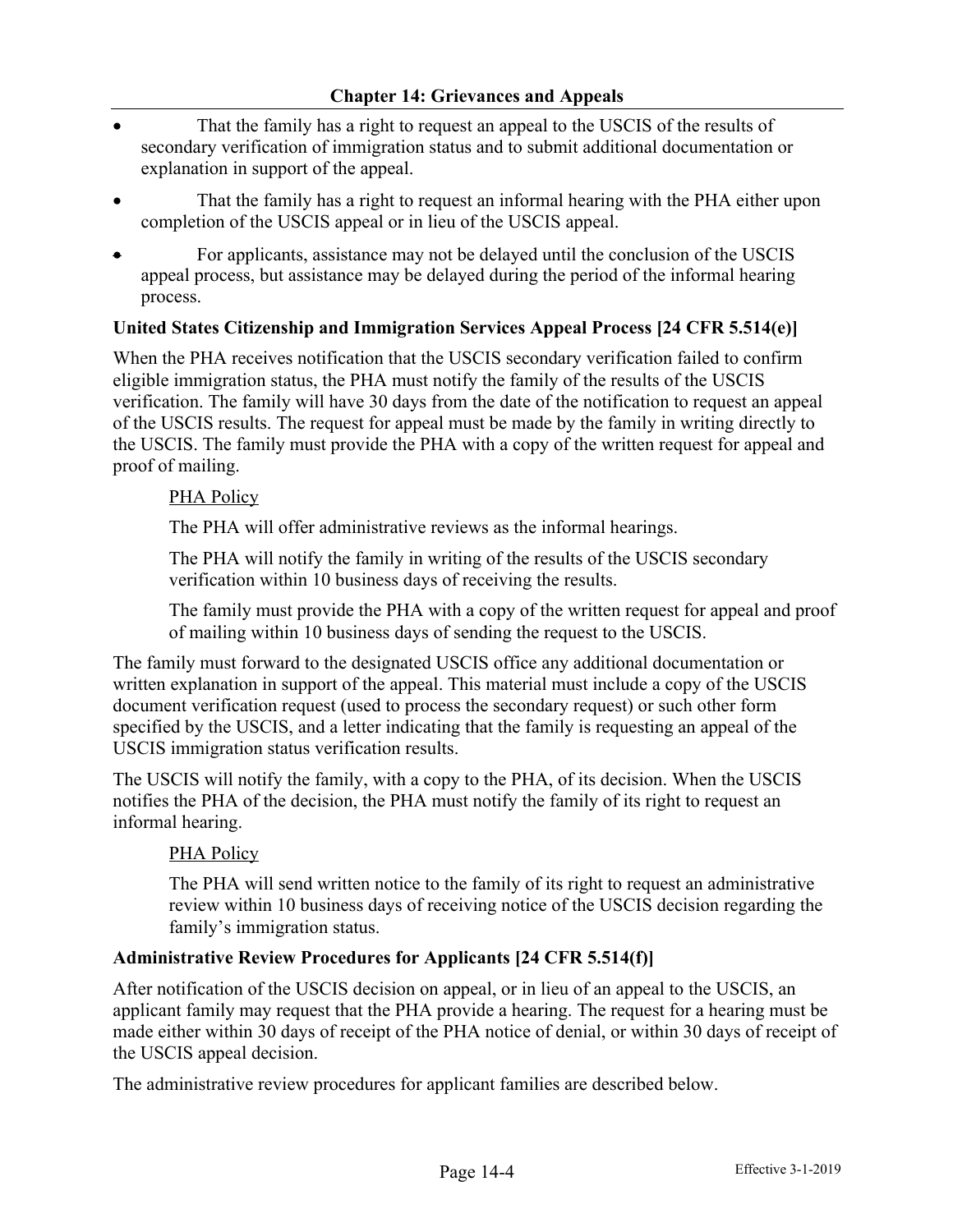- That the family has a right to request an appeal to the USCIS of the results of secondary verification of immigration status and to submit additional documentation or explanation in support of the appeal.
- That the family has a right to request an informal hearing with the PHA either upon completion of the USCIS appeal or in lieu of the USCIS appeal.
- For applicants, assistance may not be delayed until the conclusion of the USCIS appeal process, but assistance may be delayed during the period of the informal hearing process.

**United States Citizenship and Immigration Services Appeal Process [24 CFR 5.514(e)]**

When the PHA receives notification that the USCIS secondary verification failed to confirm eligible immigration status, the PHA must notify the family of the results of the USCIS verification. The family will have 30 days from the date of the notification to request an appeal of the USCIS results. The request for appeal must be made by the family in writing directly to the USCIS. The family must provide the PHA with a copy of the written request for appeal and proof of mailing.

> PHA Policy
>
> The PHA will offer administrative reviews as the informal hearings.
>
> The PHA will notify the family in writing of the results of the USCIS secondary verification within 10 business days of receiving the results.
>
> The family must provide the PHA with a copy of the written request for appeal and proof of mailing within 10 business days of sending the request to the USCIS.

The family must forward to the designated USCIS office any additional documentation or written explanation in support of the appeal. This material must include a copy of the USCIS document verification request (used to process the secondary request) or such other form specified by the USCIS, and a letter indicating that the family is requesting an appeal of the USCIS immigration status verification results.

The USCIS will notify the family, with a copy to the PHA, of its decision. When the USCIS notifies the PHA of the decision, the PHA must notify the family of its right to request an informal hearing.

> PHA Policy
>
> The PHA will send written notice to the family of its right to request an administrative review within 10 business days of receiving notice of the USCIS decision regarding the family's immigration status.

**Administrative Review Procedures for Applicants [24 CFR 5.514(f)]**

After notification of the USCIS decision on appeal, or in lieu of an appeal to the USCIS, an applicant family may request that the PHA provide a hearing. The request for a hearing must be made either within 30 days of receipt of the PHA notice of denial, or within 30 days of receipt of the USCIS appeal decision.

The administrative review procedures for applicant families are described below.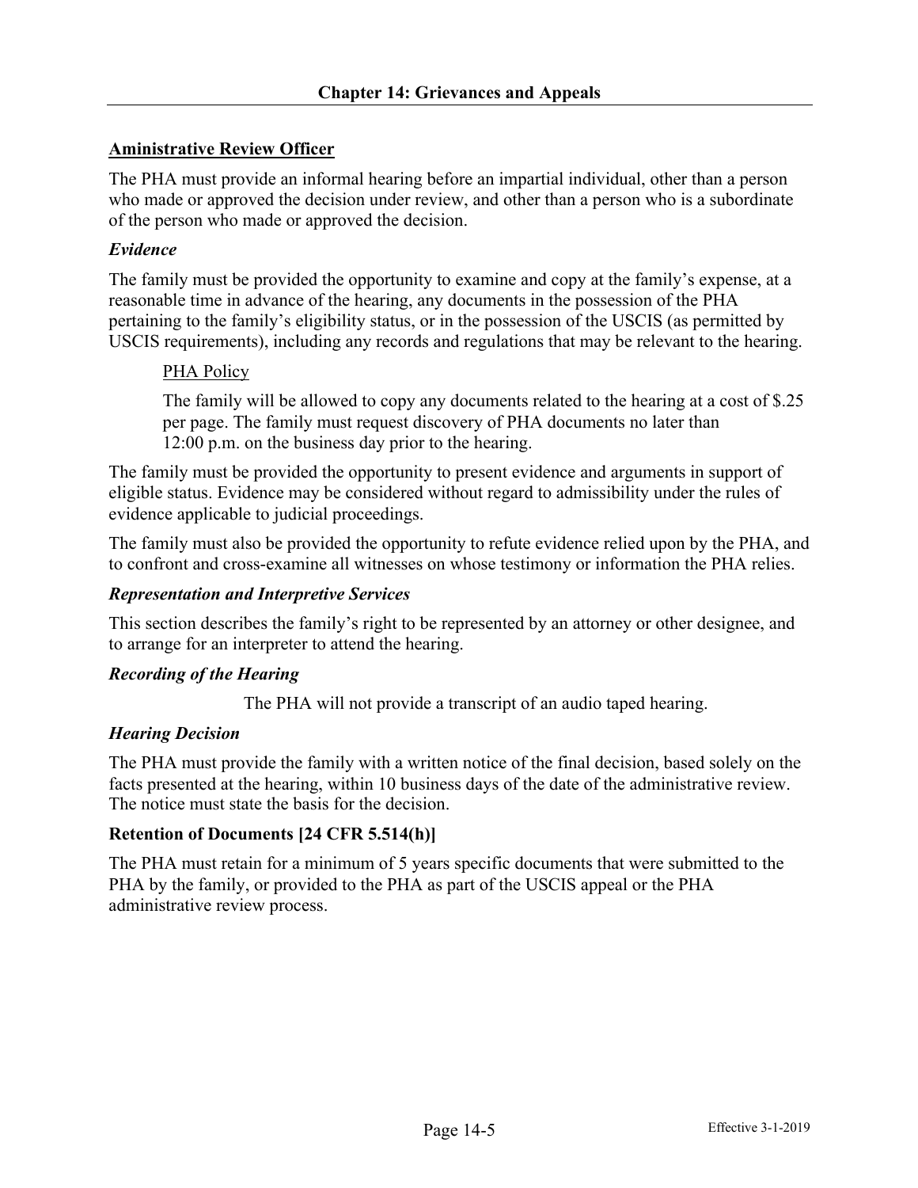**Aministrative Review Officer**

The PHA must provide an informal hearing before an impartial individual, other than a person who made or approved the decision under review, and other than a person who is a subordinate of the person who made or approved the decision.

### *Evidence*

The family must be provided the opportunity to examine and copy at the family's expense, at a reasonable time in advance of the hearing, any documents in the possession of the PHA pertaining to the family's eligibility status, or in the possession of the USCIS (as permitted by USCIS requirements), including any records and regulations that may be relevant to the hearing.

> PHA Policy
>
> The family will be allowed to copy any documents related to the hearing at a cost of $.25 per page. The family must request discovery of PHA documents no later than 12:00 p.m. on the business day prior to the hearing.

The family must be provided the opportunity to present evidence and arguments in support of eligible status. Evidence may be considered without regard to admissibility under the rules of evidence applicable to judicial proceedings.

The family must also be provided the opportunity to refute evidence relied upon by the PHA, and to confront and cross-examine all witnesses on whose testimony or information the PHA relies.

### *Representation and Interpretive Services*

This section describes the family's right to be represented by an attorney or other designee, and to arrange for an interpreter to attend the hearing.

### *Recording of the Hearing*

The PHA will not provide a transcript of an audio taped hearing.

### *Hearing Decision*

The PHA must provide the family with a written notice of the final decision, based solely on the facts presented at the hearing, within 10 business days of the date of the administrative review. The notice must state the basis for the decision.

## Retention of Documents [24 CFR 5.514(h)]

The PHA must retain for a minimum of 5 years specific documents that were submitted to the PHA by the family, or provided to the PHA as part of the USCIS appeal or the PHA administrative review process.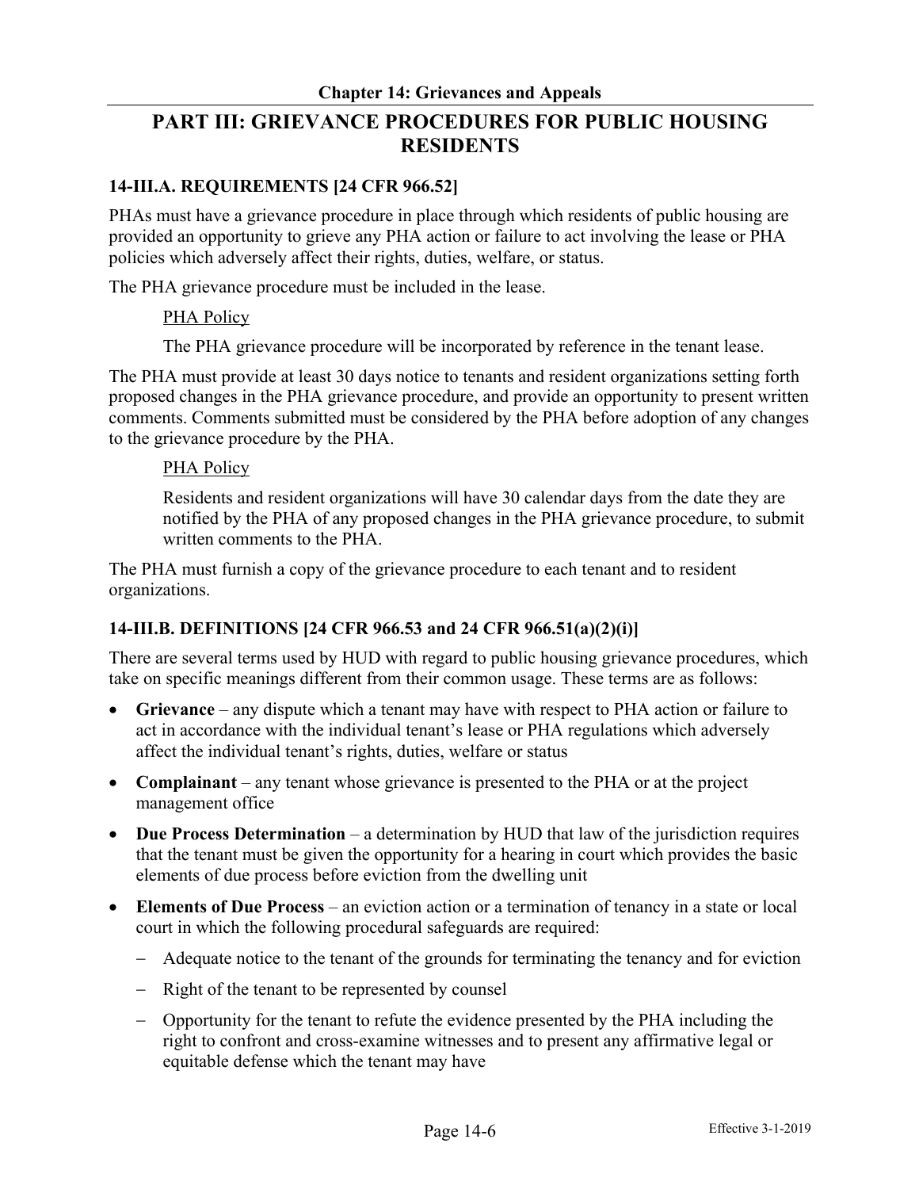# PART III: GRIEVANCE PROCEDURES FOR PUBLIC HOUSING RESIDENTS

## 14-III.A. REQUIREMENTS [24 CFR 966.52]

PHAs must have a grievance procedure in place through which residents of public housing are provided an opportunity to grieve any PHA action or failure to act involving the lease or PHA policies which adversely affect their rights, duties, welfare, or status.

The PHA grievance procedure must be included in the lease.

> PHA Policy
>
> The PHA grievance procedure will be incorporated by reference in the tenant lease.

The PHA must provide at least 30 days notice to tenants and resident organizations setting forth proposed changes in the PHA grievance procedure, and provide an opportunity to present written comments. Comments submitted must be considered by the PHA before adoption of any changes to the grievance procedure by the PHA.

> PHA Policy
>
> Residents and resident organizations will have 30 calendar days from the date they are notified by the PHA of any proposed changes in the PHA grievance procedure, to submit written comments to the PHA.

The PHA must furnish a copy of the grievance procedure to each tenant and to resident organizations.

## 14-III.B. DEFINITIONS [24 CFR 966.53 and 24 CFR 966.51(a)(2)(i)]

There are several terms used by HUD with regard to public housing grievance procedures, which take on specific meanings different from their common usage. These terms are as follows:

- **Grievance** – any dispute which a tenant may have with respect to PHA action or failure to act in accordance with the individual tenant's lease or PHA regulations which adversely affect the individual tenant's rights, duties, welfare or status
- **Complainant** – any tenant whose grievance is presented to the PHA or at the project management office
- **Due Process Determination** – a determination by HUD that law of the jurisdiction requires that the tenant must be given the opportunity for a hearing in court which provides the basic elements of due process before eviction from the dwelling unit
- **Elements of Due Process** – an eviction action or a termination of tenancy in a state or local court in which the following procedural safeguards are required:
  - Adequate notice to the tenant of the grounds for terminating the tenancy and for eviction
  - Right of the tenant to be represented by counsel
  - Opportunity for the tenant to refute the evidence presented by the PHA including the right to confront and cross-examine witnesses and to present any affirmative legal or equitable defense which the tenant may have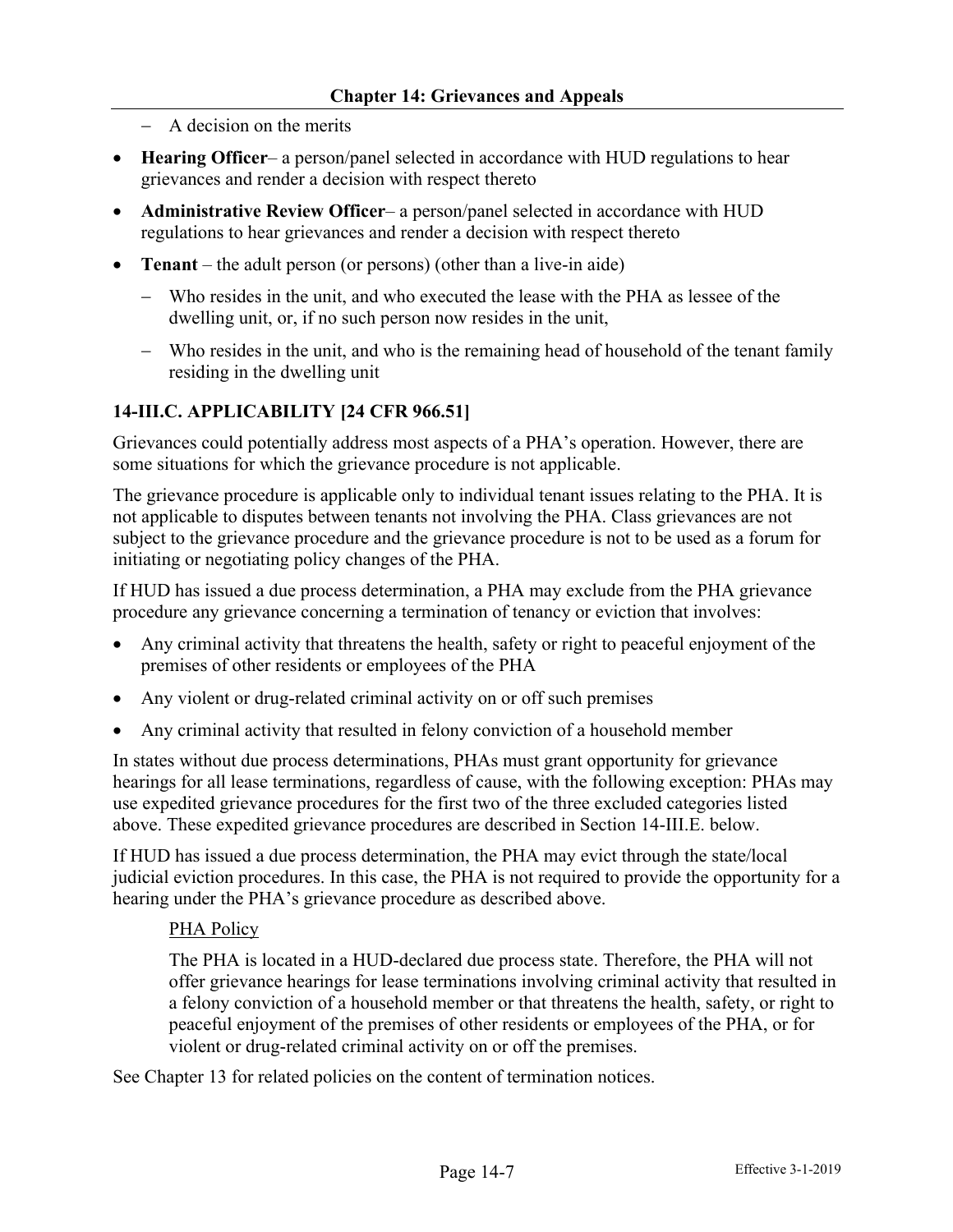- A decision on the merits

- **Hearing Officer**– a person/panel selected in accordance with HUD regulations to hear grievances and render a decision with respect thereto

- **Administrative Review Officer**– a person/panel selected in accordance with HUD regulations to hear grievances and render a decision with respect thereto

- **Tenant** – the adult person (or persons) (other than a live-in aide)
  - Who resides in the unit, and who executed the lease with the PHA as lessee of the dwelling unit, or, if no such person now resides in the unit,
  - Who resides in the unit, and who is the remaining head of household of the tenant family residing in the dwelling unit

### 14-III.C. APPLICABILITY [24 CFR 966.51]

Grievances could potentially address most aspects of a PHA's operation. However, there are some situations for which the grievance procedure is not applicable.

The grievance procedure is applicable only to individual tenant issues relating to the PHA. It is not applicable to disputes between tenants not involving the PHA. Class grievances are not subject to the grievance procedure and the grievance procedure is not to be used as a forum for initiating or negotiating policy changes of the PHA.

If HUD has issued a due process determination, a PHA may exclude from the PHA grievance procedure any grievance concerning a termination of tenancy or eviction that involves:

- Any criminal activity that threatens the health, safety or right to peaceful enjoyment of the premises of other residents or employees of the PHA
- Any violent or drug-related criminal activity on or off such premises
- Any criminal activity that resulted in felony conviction of a household member

In states without due process determinations, PHAs must grant opportunity for grievance hearings for all lease terminations, regardless of cause, with the following exception: PHAs may use expedited grievance procedures for the first two of the three excluded categories listed above. These expedited grievance procedures are described in Section 14-III.E. below.

If HUD has issued a due process determination, the PHA may evict through the state/local judicial eviction procedures. In this case, the PHA is not required to provide the opportunity for a hearing under the PHA's grievance procedure as described above.

> PHA Policy
>
> The PHA is located in a HUD-declared due process state. Therefore, the PHA will not offer grievance hearings for lease terminations involving criminal activity that resulted in a felony conviction of a household member or that threatens the health, safety, or right to peaceful enjoyment of the premises of other residents or employees of the PHA, or for violent or drug-related criminal activity on or off the premises.

See Chapter 13 for related policies on the content of termination notices.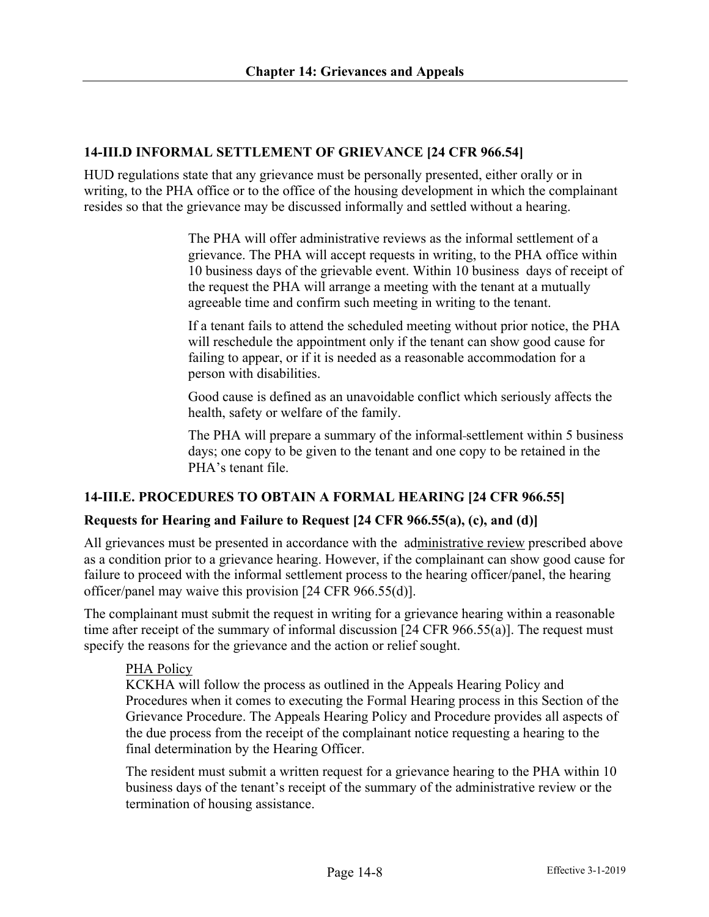## 14-III.D INFORMAL SETTLEMENT OF GRIEVANCE [24 CFR 966.54]

HUD regulations state that any grievance must be personally presented, either orally or in writing, to the PHA office or to the office of the housing development in which the complainant resides so that the grievance may be discussed informally and settled without a hearing.

> The PHA will offer administrative reviews as the informal settlement of a grievance. The PHA will accept requests in writing, to the PHA office within 10 business days of the grievable event. Within 10 business days of receipt of the request the PHA will arrange a meeting with the tenant at a mutually agreeable time and confirm such meeting in writing to the tenant.
>
> If a tenant fails to attend the scheduled meeting without prior notice, the PHA will reschedule the appointment only if the tenant can show good cause for failing to appear, or if it is needed as a reasonable accommodation for a person with disabilities.
>
> Good cause is defined as an unavoidable conflict which seriously affects the health, safety or welfare of the family.
>
> The PHA will prepare a summary of the informal-settlement within 5 business days; one copy to be given to the tenant and one copy to be retained in the PHA's tenant file.

## 14-III.E. PROCEDURES TO OBTAIN A FORMAL HEARING [24 CFR 966.55]

### Requests for Hearing and Failure to Request [24 CFR 966.55(a), (c), and (d)]

All grievances must be presented in accordance with the administrative review prescribed above as a condition prior to a grievance hearing. However, if the complainant can show good cause for failure to proceed with the informal settlement process to the hearing officer/panel, the hearing officer/panel may waive this provision [24 CFR 966.55(d)].

The complainant must submit the request in writing for a grievance hearing within a reasonable time after receipt of the summary of informal discussion [24 CFR 966.55(a)]. The request must specify the reasons for the grievance and the action or relief sought.

> PHA Policy
>
> KCKHA will follow the process as outlined in the Appeals Hearing Policy and Procedures when it comes to executing the Formal Hearing process in this Section of the Grievance Procedure. The Appeals Hearing Policy and Procedure provides all aspects of the due process from the receipt of the complainant notice requesting a hearing to the final determination by the Hearing Officer.
>
> The resident must submit a written request for a grievance hearing to the PHA within 10 business days of the tenant's receipt of the summary of the administrative review or the termination of housing assistance.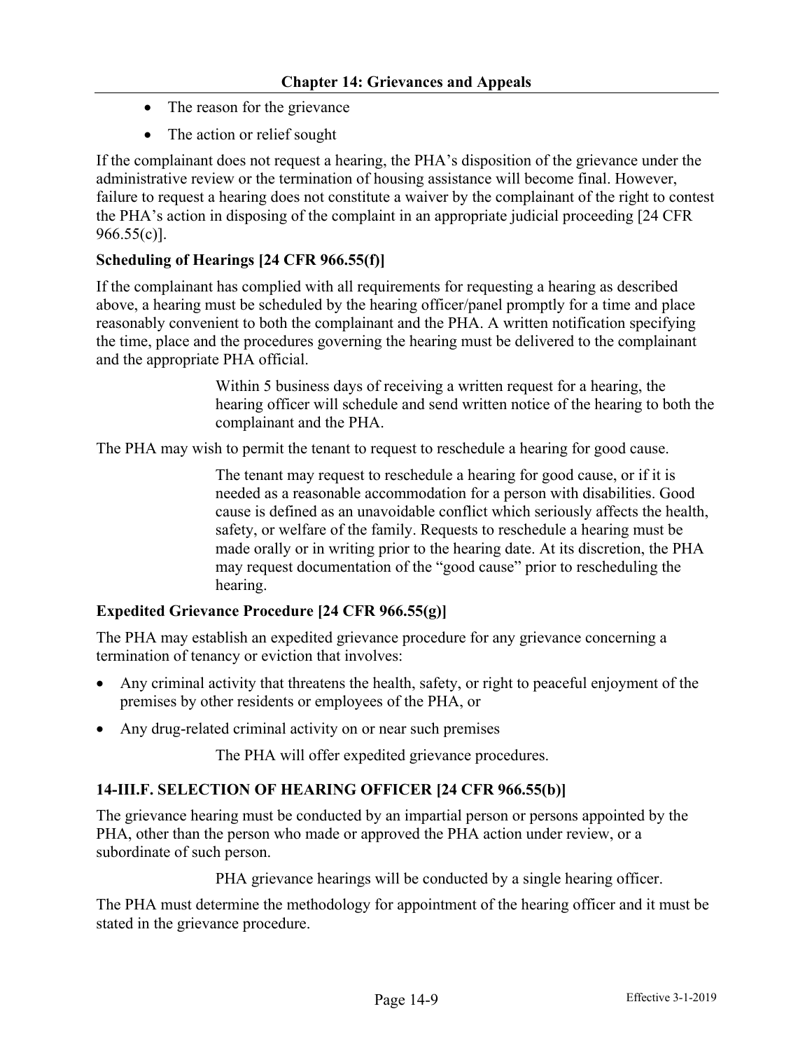- The reason for the grievance
- The action or relief sought

If the complainant does not request a hearing, the PHA's disposition of the grievance under the administrative review or the termination of housing assistance will become final. However, failure to request a hearing does not constitute a waiver by the complainant of the right to contest the PHA's action in disposing of the complaint in an appropriate judicial proceeding [24 CFR 966.55(c)].

### Scheduling of Hearings [24 CFR 966.55(f)]

If the complainant has complied with all requirements for requesting a hearing as described above, a hearing must be scheduled by the hearing officer/panel promptly for a time and place reasonably convenient to both the complainant and the PHA. A written notification specifying the time, place and the procedures governing the hearing must be delivered to the complainant and the appropriate PHA official.

> Within 5 business days of receiving a written request for a hearing, the hearing officer will schedule and send written notice of the hearing to both the complainant and the PHA.

The PHA may wish to permit the tenant to request to reschedule a hearing for good cause.

> The tenant may request to reschedule a hearing for good cause, or if it is needed as a reasonable accommodation for a person with disabilities. Good cause is defined as an unavoidable conflict which seriously affects the health, safety, or welfare of the family. Requests to reschedule a hearing must be made orally or in writing prior to the hearing date. At its discretion, the PHA may request documentation of the "good cause" prior to rescheduling the hearing.

### Expedited Grievance Procedure [24 CFR 966.55(g)]

The PHA may establish an expedited grievance procedure for any grievance concerning a termination of tenancy or eviction that involves:

- Any criminal activity that threatens the health, safety, or right to peaceful enjoyment of the premises by other residents or employees of the PHA, or
- Any drug-related criminal activity on or near such premises

> The PHA will offer expedited grievance procedures.

## 14-III.F. SELECTION OF HEARING OFFICER [24 CFR 966.55(b)]

The grievance hearing must be conducted by an impartial person or persons appointed by the PHA, other than the person who made or approved the PHA action under review, or a subordinate of such person.

> PHA grievance hearings will be conducted by a single hearing officer.

The PHA must determine the methodology for appointment of the hearing officer and it must be stated in the grievance procedure.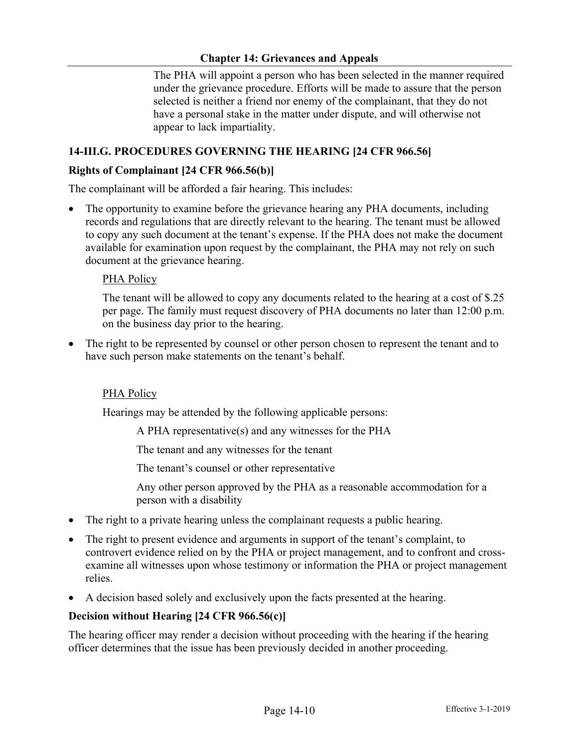The PHA will appoint a person who has been selected in the manner required under the grievance procedure. Efforts will be made to assure that the person selected is neither a friend nor enemy of the complainant, that they do not have a personal stake in the matter under dispute, and will otherwise not appear to lack impartiality.

## 14-III.G. PROCEDURES GOVERNING THE HEARING [24 CFR 966.56]

### Rights of Complainant [24 CFR 966.56(b)]

The complainant will be afforded a fair hearing. This includes:

- The opportunity to examine before the grievance hearing any PHA documents, including records and regulations that are directly relevant to the hearing. The tenant must be allowed to copy any such document at the tenant's expense. If the PHA does not make the document available for examination upon request by the complainant, the PHA may not rely on such document at the grievance hearing.

  PHA Policy

  The tenant will be allowed to copy any documents related to the hearing at a cost of $.25 per page. The family must request discovery of PHA documents no later than 12:00 p.m. on the business day prior to the hearing.

- The right to be represented by counsel or other person chosen to represent the tenant and to have such person make statements on the tenant's behalf.

  PHA Policy

  Hearings may be attended by the following applicable persons:

  A PHA representative(s) and any witnesses for the PHA

  The tenant and any witnesses for the tenant

  The tenant's counsel or other representative

  Any other person approved by the PHA as a reasonable accommodation for a person with a disability

- The right to a private hearing unless the complainant requests a public hearing.
- The right to present evidence and arguments in support of the tenant's complaint, to controvert evidence relied on by the PHA or project management, and to confront and cross-examine all witnesses upon whose testimony or information the PHA or project management relies.
- A decision based solely and exclusively upon the facts presented at the hearing.

### Decision without Hearing [24 CFR 966.56(c)]

The hearing officer may render a decision without proceeding with the hearing if the hearing officer determines that the issue has been previously decided in another proceeding.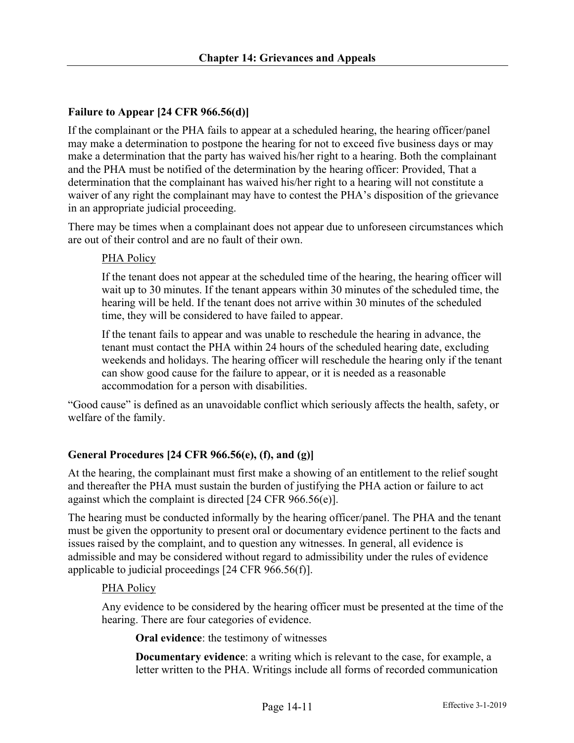### Failure to Appear [24 CFR 966.56(d)]

If the complainant or the PHA fails to appear at a scheduled hearing, the hearing officer/panel may make a determination to postpone the hearing for not to exceed five business days or may make a determination that the party has waived his/her right to a hearing. Both the complainant and the PHA must be notified of the determination by the hearing officer: Provided, That a determination that the complainant has waived his/her right to a hearing will not constitute a waiver of any right the complainant may have to contest the PHA's disposition of the grievance in an appropriate judicial proceeding.

There may be times when a complainant does not appear due to unforeseen circumstances which are out of their control and are no fault of their own.

> PHA Policy
>
> If the tenant does not appear at the scheduled time of the hearing, the hearing officer will wait up to 30 minutes. If the tenant appears within 30 minutes of the scheduled time, the hearing will be held. If the tenant does not arrive within 30 minutes of the scheduled time, they will be considered to have failed to appear.
>
> If the tenant fails to appear and was unable to reschedule the hearing in advance, the tenant must contact the PHA within 24 hours of the scheduled hearing date, excluding weekends and holidays. The hearing officer will reschedule the hearing only if the tenant can show good cause for the failure to appear, or it is needed as a reasonable accommodation for a person with disabilities.

"Good cause" is defined as an unavoidable conflict which seriously affects the health, safety, or welfare of the family.

### General Procedures [24 CFR 966.56(e), (f), and (g)]

At the hearing, the complainant must first make a showing of an entitlement to the relief sought and thereafter the PHA must sustain the burden of justifying the PHA action or failure to act against which the complaint is directed [24 CFR 966.56(e)].

The hearing must be conducted informally by the hearing officer/panel. The PHA and the tenant must be given the opportunity to present oral or documentary evidence pertinent to the facts and issues raised by the complaint, and to question any witnesses. In general, all evidence is admissible and may be considered without regard to admissibility under the rules of evidence applicable to judicial proceedings [24 CFR 966.56(f)].

> PHA Policy
>
> Any evidence to be considered by the hearing officer must be presented at the time of the hearing. There are four categories of evidence.
>
> > **Oral evidence**: the testimony of witnesses
> >
> > **Documentary evidence**: a writing which is relevant to the case, for example, a letter written to the PHA. Writings include all forms of recorded communication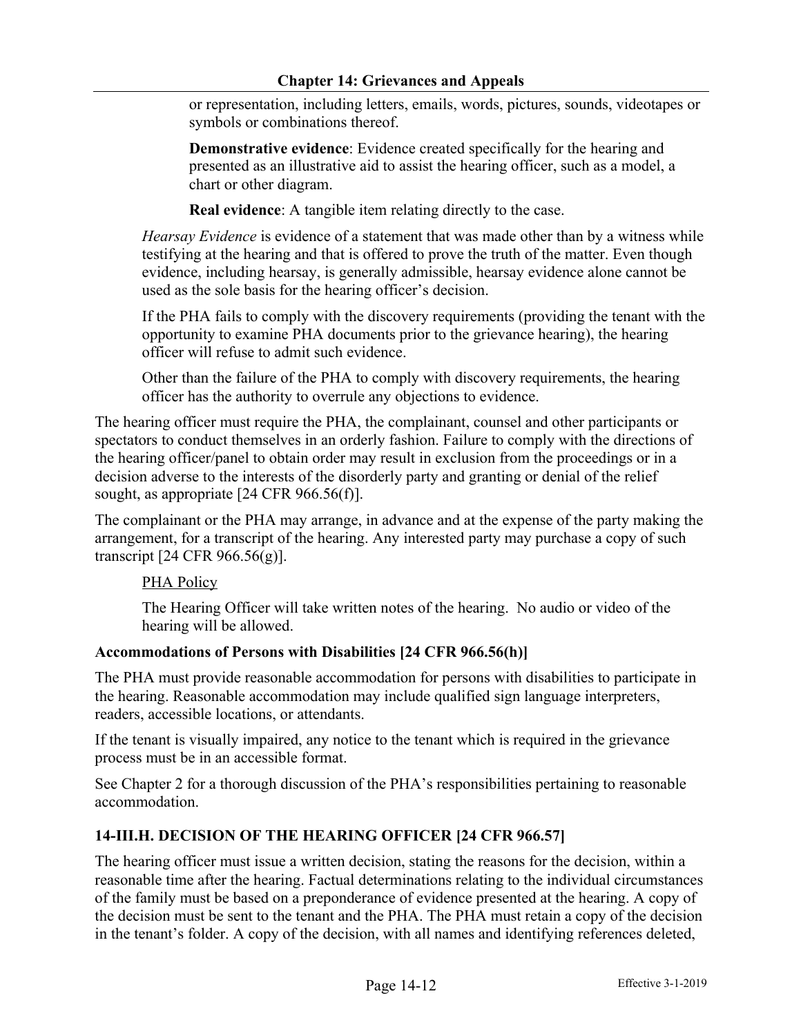or representation, including letters, emails, words, pictures, sounds, videotapes or symbols or combinations thereof.

**Demonstrative evidence**: Evidence created specifically for the hearing and presented as an illustrative aid to assist the hearing officer, such as a model, a chart or other diagram.

**Real evidence**: A tangible item relating directly to the case.

*Hearsay Evidence* is evidence of a statement that was made other than by a witness while testifying at the hearing and that is offered to prove the truth of the matter. Even though evidence, including hearsay, is generally admissible, hearsay evidence alone cannot be used as the sole basis for the hearing officer's decision.

If the PHA fails to comply with the discovery requirements (providing the tenant with the opportunity to examine PHA documents prior to the grievance hearing), the hearing officer will refuse to admit such evidence.

Other than the failure of the PHA to comply with discovery requirements, the hearing officer has the authority to overrule any objections to evidence.

The hearing officer must require the PHA, the complainant, counsel and other participants or spectators to conduct themselves in an orderly fashion. Failure to comply with the directions of the hearing officer/panel to obtain order may result in exclusion from the proceedings or in a decision adverse to the interests of the disorderly party and granting or denial of the relief sought, as appropriate [24 CFR 966.56(f)].

The complainant or the PHA may arrange, in advance and at the expense of the party making the arrangement, for a transcript of the hearing. Any interested party may purchase a copy of such transcript [24 CFR 966.56(g)].

PHA Policy

The Hearing Officer will take written notes of the hearing. No audio or video of the hearing will be allowed.

**Accommodations of Persons with Disabilities [24 CFR 966.56(h)]**

The PHA must provide reasonable accommodation for persons with disabilities to participate in the hearing. Reasonable accommodation may include qualified sign language interpreters, readers, accessible locations, or attendants.

If the tenant is visually impaired, any notice to the tenant which is required in the grievance process must be in an accessible format.

See Chapter 2 for a thorough discussion of the PHA's responsibilities pertaining to reasonable accommodation.

## 14-III.H. DECISION OF THE HEARING OFFICER [24 CFR 966.57]

The hearing officer must issue a written decision, stating the reasons for the decision, within a reasonable time after the hearing. Factual determinations relating to the individual circumstances of the family must be based on a preponderance of evidence presented at the hearing. A copy of the decision must be sent to the tenant and the PHA. The PHA must retain a copy of the decision in the tenant's folder. A copy of the decision, with all names and identifying references deleted,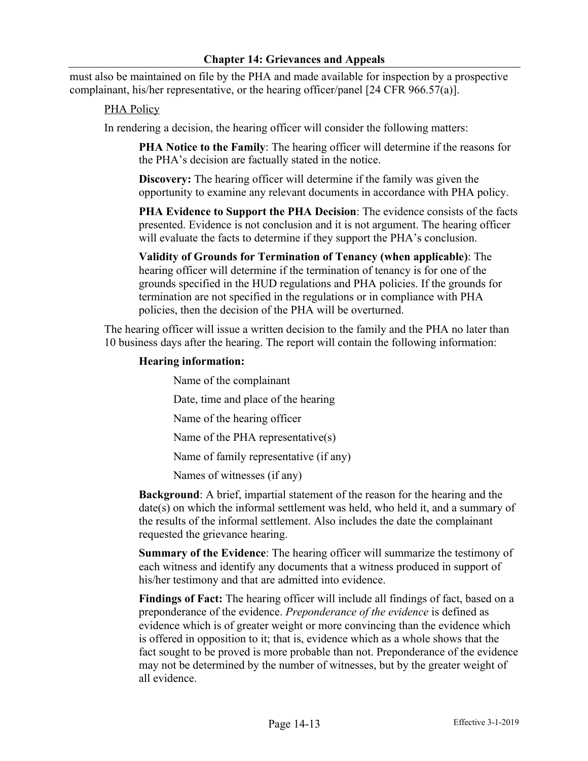must also be maintained on file by the PHA and made available for inspection by a prospective complainant, his/her representative, or the hearing officer/panel [24 CFR 966.57(a)].

PHA Policy

In rendering a decision, the hearing officer will consider the following matters:

**PHA Notice to the Family**: The hearing officer will determine if the reasons for the PHA's decision are factually stated in the notice.

**Discovery:** The hearing officer will determine if the family was given the opportunity to examine any relevant documents in accordance with PHA policy.

**PHA Evidence to Support the PHA Decision**: The evidence consists of the facts presented. Evidence is not conclusion and it is not argument. The hearing officer will evaluate the facts to determine if they support the PHA's conclusion.

**Validity of Grounds for Termination of Tenancy (when applicable)**: The hearing officer will determine if the termination of tenancy is for one of the grounds specified in the HUD regulations and PHA policies. If the grounds for termination are not specified in the regulations or in compliance with PHA policies, then the decision of the PHA will be overturned.

The hearing officer will issue a written decision to the family and the PHA no later than 10 business days after the hearing. The report will contain the following information:

**Hearing information:**

Name of the complainant

Date, time and place of the hearing

Name of the hearing officer

Name of the PHA representative(s)

Name of family representative (if any)

Names of witnesses (if any)

**Background**: A brief, impartial statement of the reason for the hearing and the date(s) on which the informal settlement was held, who held it, and a summary of the results of the informal settlement. Also includes the date the complainant requested the grievance hearing.

**Summary of the Evidence**: The hearing officer will summarize the testimony of each witness and identify any documents that a witness produced in support of his/her testimony and that are admitted into evidence.

**Findings of Fact:** The hearing officer will include all findings of fact, based on a preponderance of the evidence. *Preponderance of the evidence* is defined as evidence which is of greater weight or more convincing than the evidence which is offered in opposition to it; that is, evidence which as a whole shows that the fact sought to be proved is more probable than not. Preponderance of the evidence may not be determined by the number of witnesses, but by the greater weight of all evidence.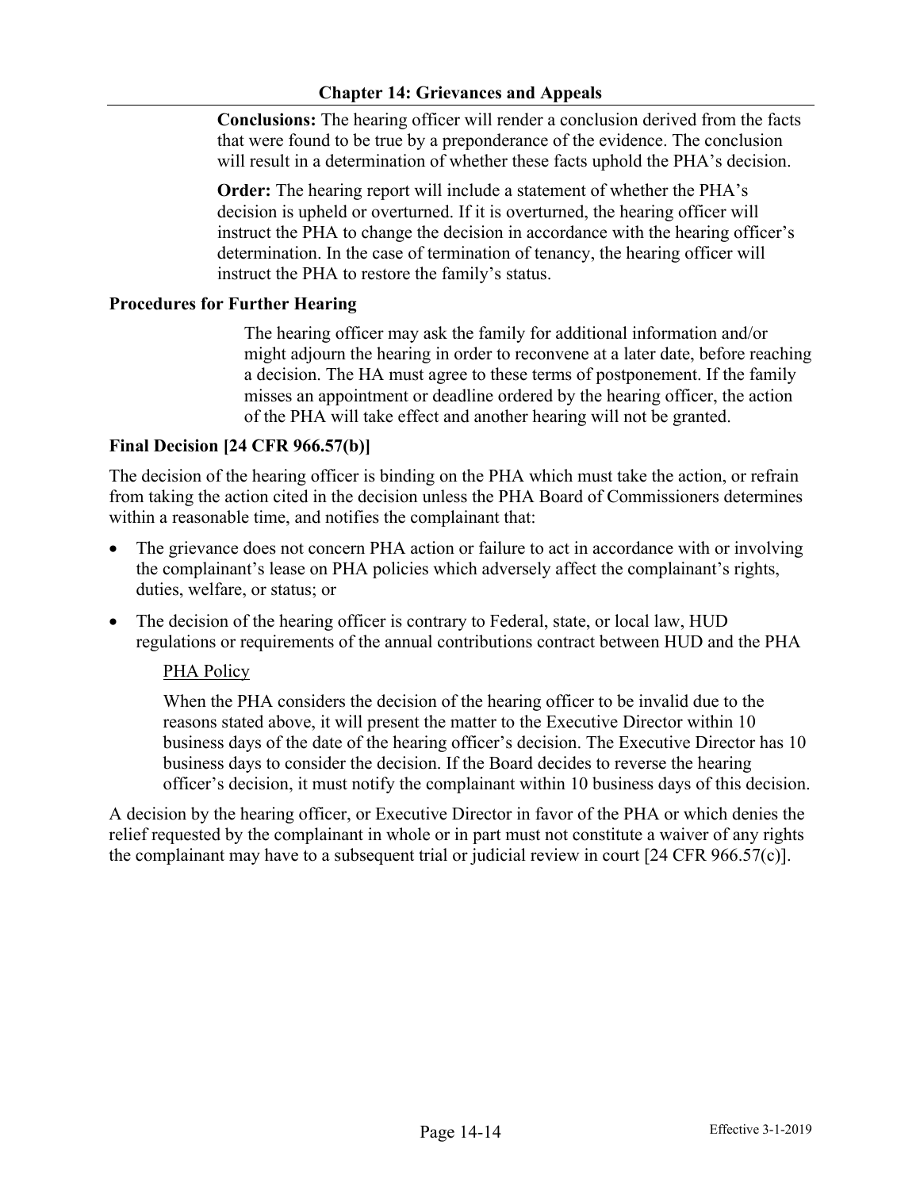**Conclusions:** The hearing officer will render a conclusion derived from the facts that were found to be true by a preponderance of the evidence. The conclusion will result in a determination of whether these facts uphold the PHA's decision.

**Order:** The hearing report will include a statement of whether the PHA's decision is upheld or overturned. If it is overturned, the hearing officer will instruct the PHA to change the decision in accordance with the hearing officer's determination. In the case of termination of tenancy, the hearing officer will instruct the PHA to restore the family's status.

### Procedures for Further Hearing

The hearing officer may ask the family for additional information and/or might adjourn the hearing in order to reconvene at a later date, before reaching a decision. The HA must agree to these terms of postponement. If the family misses an appointment or deadline ordered by the hearing officer, the action of the PHA will take effect and another hearing will not be granted.

### Final Decision [24 CFR 966.57(b)]

The decision of the hearing officer is binding on the PHA which must take the action, or refrain from taking the action cited in the decision unless the PHA Board of Commissioners determines within a reasonable time, and notifies the complainant that:

- The grievance does not concern PHA action or failure to act in accordance with or involving the complainant's lease on PHA policies which adversely affect the complainant's rights, duties, welfare, or status; or
- The decision of the hearing officer is contrary to Federal, state, or local law, HUD regulations or requirements of the annual contributions contract between HUD and the PHA

PHA Policy

When the PHA considers the decision of the hearing officer to be invalid due to the reasons stated above, it will present the matter to the Executive Director within 10 business days of the date of the hearing officer's decision. The Executive Director has 10 business days to consider the decision. If the Board decides to reverse the hearing officer's decision, it must notify the complainant within 10 business days of this decision.

A decision by the hearing officer, or Executive Director in favor of the PHA or which denies the relief requested by the complainant in whole or in part must not constitute a waiver of any rights the complainant may have to a subsequent trial or judicial review in court [24 CFR 966.57(c)].